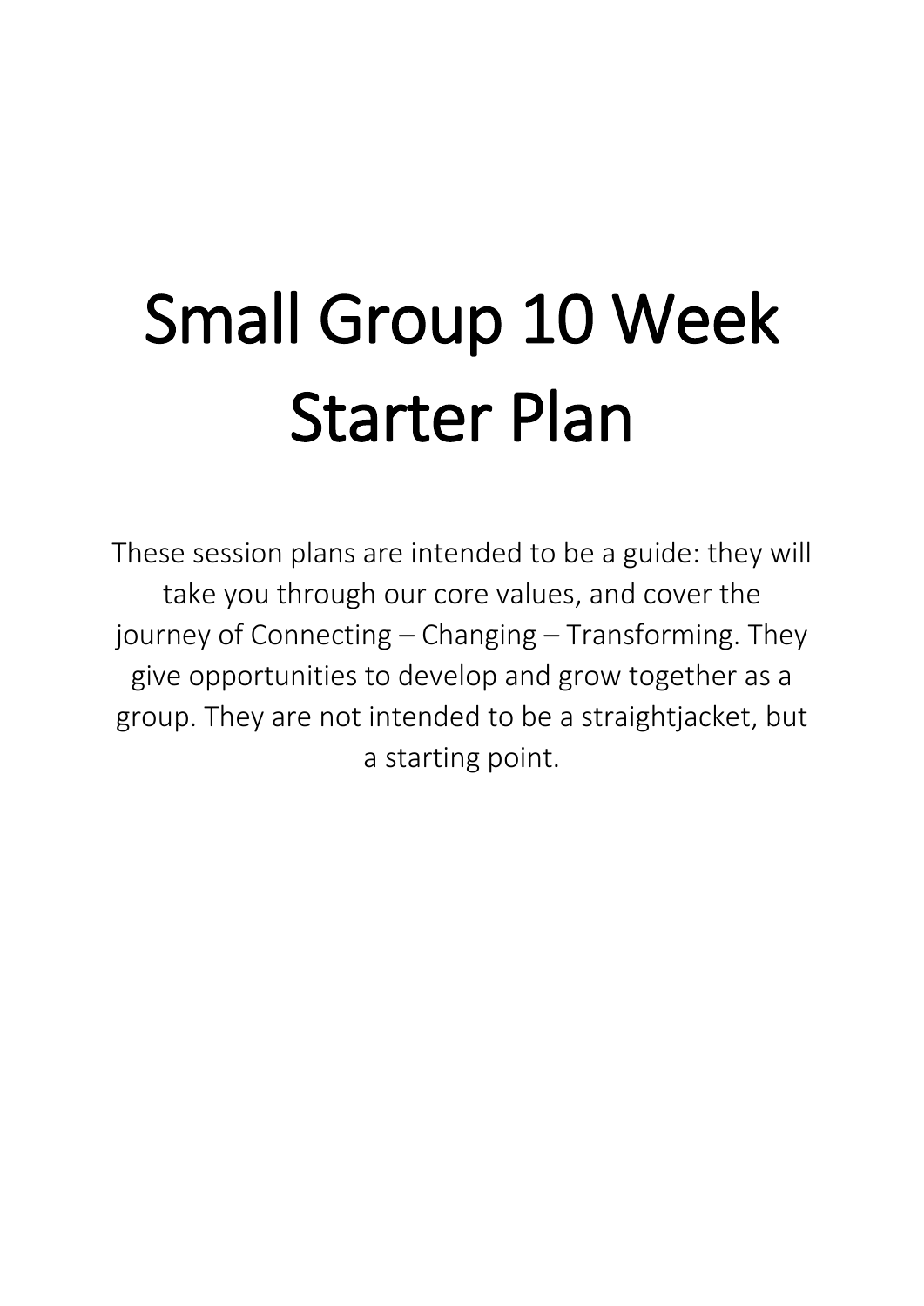# Small Group 10 Week Starter Plan

These session plans are intended to be a guide: they will take you through our core values, and cover the journey of Connecting – Changing – Transforming. They give opportunities to develop and grow together as a group. They are not intended to be a straightjacket, but a starting point.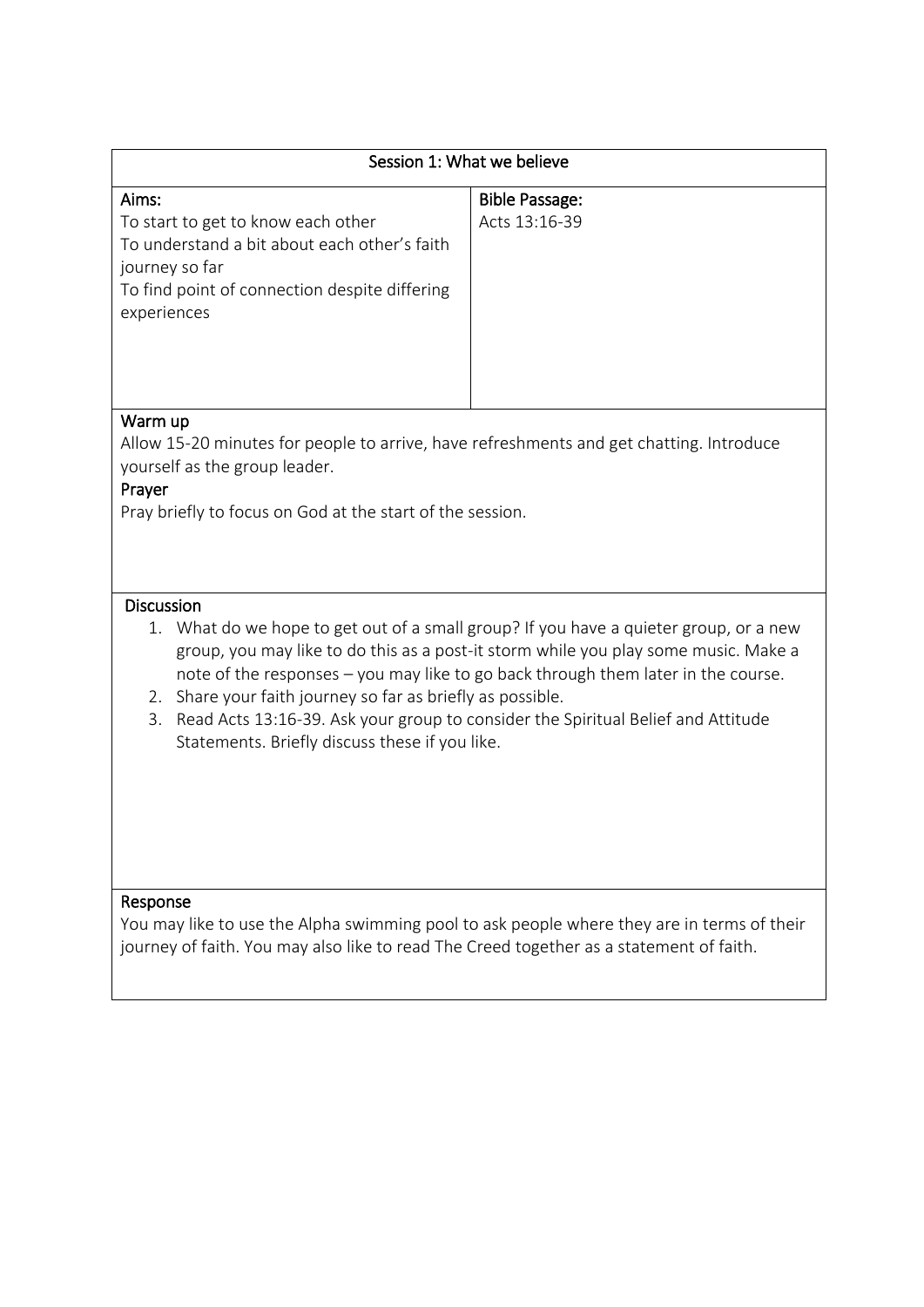## Session 1: What we believe

| Aims: | Bible Passage: |
|---|---|
| To start to get to know each other<br>To understand a bit about each other's faith journey so far<br>To find point of connection despite differing experiences | Acts 13:16-39 |

### Warm up

Allow 15-20 minutes for people to arrive, have refreshments and get chatting. Introduce yourself as the group leader.

### Prayer

Pray briefly to focus on God at the start of the session.

### Discussion

1. What do we hope to get out of a small group? If you have a quieter group, or a new group, you may like to do this as a post-it storm while you play some music. Make a note of the responses – you may like to go back through them later in the course.
2. Share your faith journey so far as briefly as possible.
3. Read Acts 13:16-39. Ask your group to consider the Spiritual Belief and Attitude Statements. Briefly discuss these if you like.

### Response

You may like to use the Alpha swimming pool to ask people where they are in terms of their journey of faith. You may also like to read The Creed together as a statement of faith.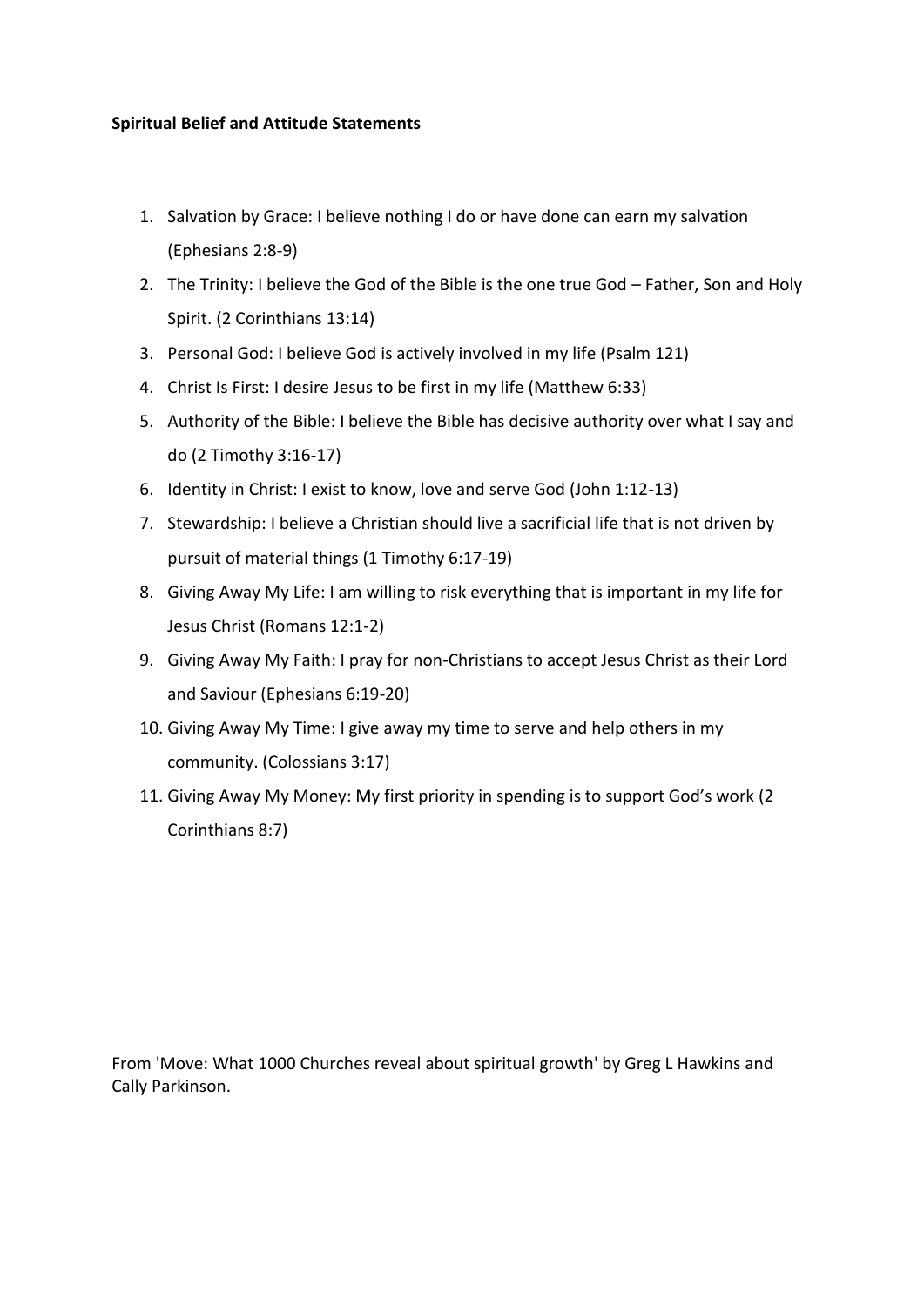**Spiritual Belief and Attitude Statements**

1. Salvation by Grace: I believe nothing I do or have done can earn my salvation (Ephesians 2:8-9)
2. The Trinity: I believe the God of the Bible is the one true God – Father, Son and Holy Spirit. (2 Corinthians 13:14)
3. Personal God: I believe God is actively involved in my life (Psalm 121)
4. Christ Is First: I desire Jesus to be first in my life (Matthew 6:33)
5. Authority of the Bible: I believe the Bible has decisive authority over what I say and do (2 Timothy 3:16-17)
6. Identity in Christ: I exist to know, love and serve God (John 1:12-13)
7. Stewardship: I believe a Christian should live a sacrificial life that is not driven by pursuit of material things (1 Timothy 6:17-19)
8. Giving Away My Life: I am willing to risk everything that is important in my life for Jesus Christ (Romans 12:1-2)
9. Giving Away My Faith: I pray for non-Christians to accept Jesus Christ as their Lord and Saviour (Ephesians 6:19-20)
10. Giving Away My Time: I give away my time to serve and help others in my community. (Colossians 3:17)
11. Giving Away My Money: My first priority in spending is to support God's work (2 Corinthians 8:7)

From 'Move: What 1000 Churches reveal about spiritual growth' by Greg L Hawkins and Cally Parkinson.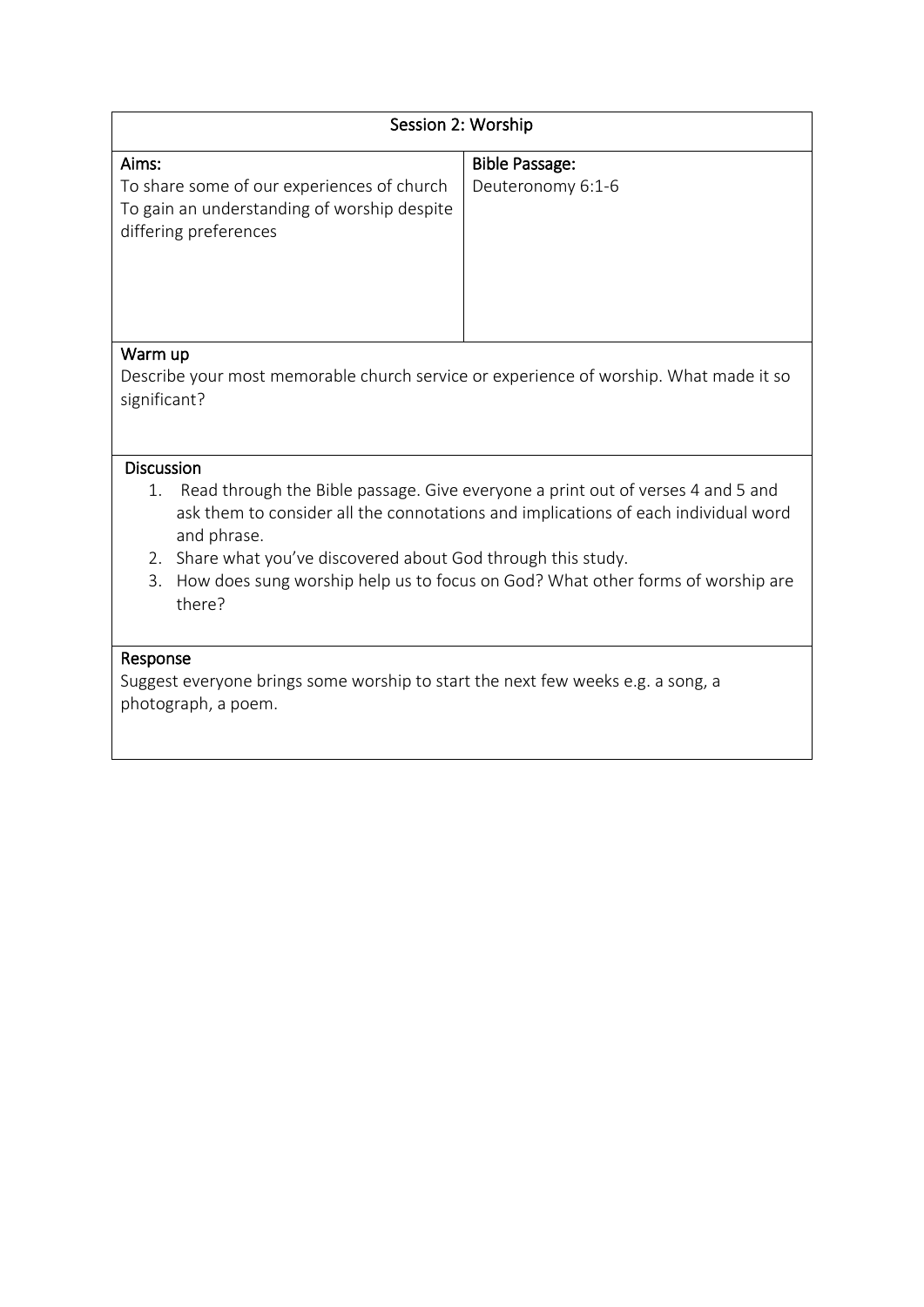| Session 2: Worship | |
|---|---|
| **Aims:**<br>To share some of our experiences of church<br>To gain an understanding of worship despite differing preferences | **Bible Passage:**<br>Deuteronomy 6:1-6 |

**Warm up**

Describe your most memorable church service or experience of worship. What made it so significant?

**Discussion**

1. Read through the Bible passage. Give everyone a print out of verses 4 and 5 and ask them to consider all the connotations and implications of each individual word and phrase.
2. Share what you've discovered about God through this study.
3. How does sung worship help us to focus on God? What other forms of worship are there?

**Response**

Suggest everyone brings some worship to start the next few weeks e.g. a song, a photograph, a poem.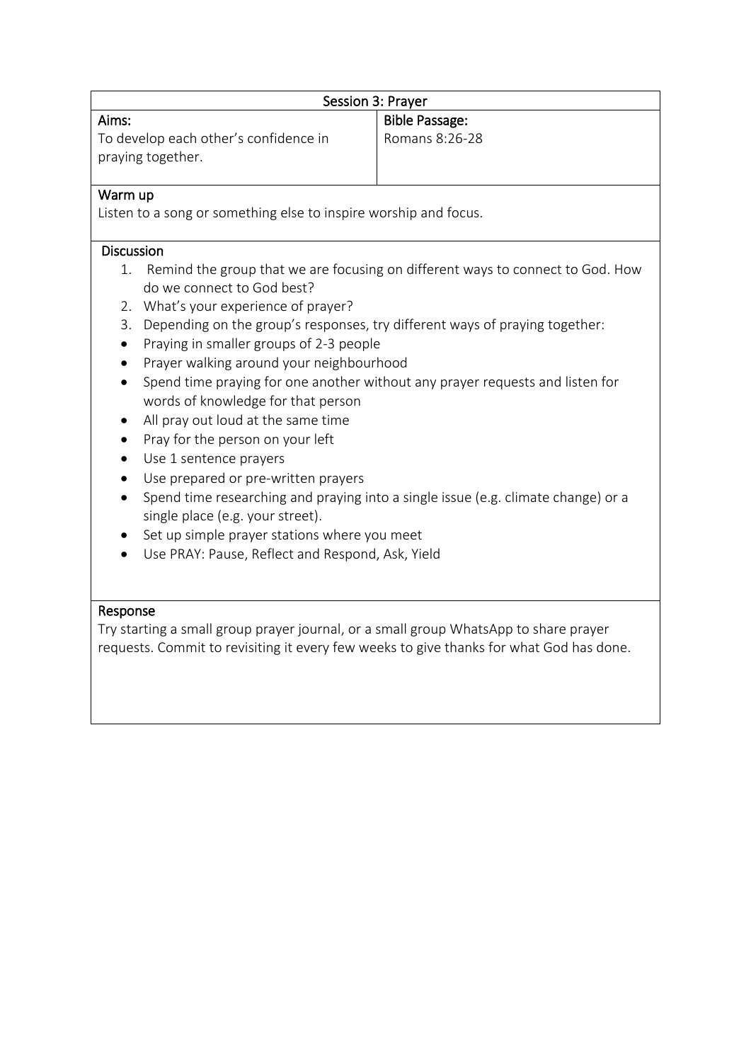## Session 3: Prayer

| Aims: | Bible Passage: |
| --- | --- |
| To develop each other's confidence in praying together. | Romans 8:26-28 |

### Warm up

Listen to a song or something else to inspire worship and focus.

### Discussion

1. Remind the group that we are focusing on different ways to connect to God. How do we connect to God best?
2. What's your experience of prayer?
3. Depending on the group's responses, try different ways of praying together:

- Praying in smaller groups of 2-3 people
- Prayer walking around your neighbourhood
- Spend time praying for one another without any prayer requests and listen for words of knowledge for that person
- All pray out loud at the same time
- Pray for the person on your left
- Use 1 sentence prayers
- Use prepared or pre-written prayers
- Spend time researching and praying into a single issue (e.g. climate change) or a single place (e.g. your street).
- Set up simple prayer stations where you meet
- Use PRAY: Pause, Reflect and Respond, Ask, Yield

### Response

Try starting a small group prayer journal, or a small group WhatsApp to share prayer requests. Commit to revisiting it every few weeks to give thanks for what God has done.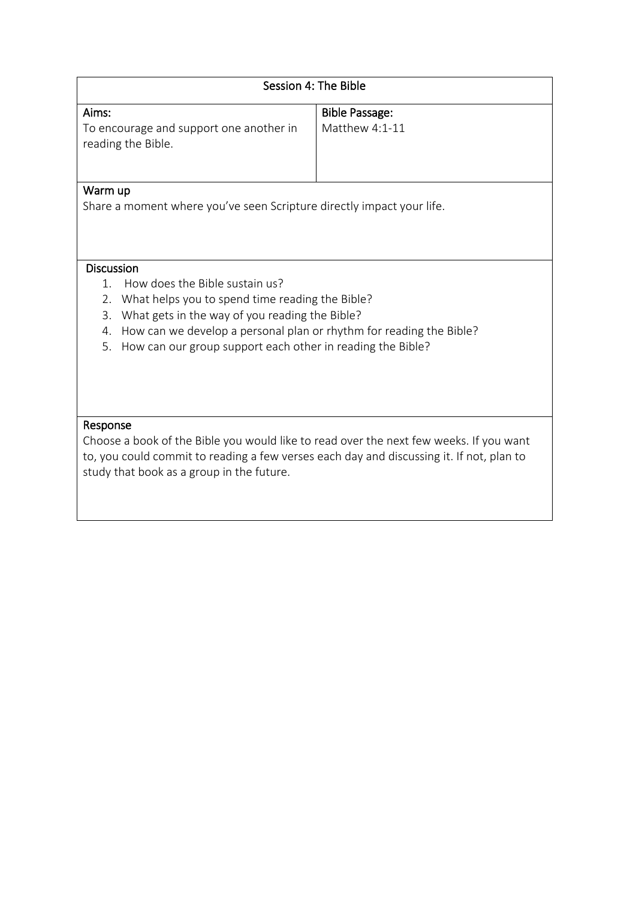## Session 4: The Bible

| Aims: | Bible Passage: |
|---|---|
| To encourage and support one another in reading the Bible. | Matthew 4:1-11 |

### Warm up

Share a moment where you've seen Scripture directly impact your life.

### Discussion

1. How does the Bible sustain us?
2. What helps you to spend time reading the Bible?
3. What gets in the way of you reading the Bible?
4. How can we develop a personal plan or rhythm for reading the Bible?
5. How can our group support each other in reading the Bible?

### Response

Choose a book of the Bible you would like to read over the next few weeks. If you want to, you could commit to reading a few verses each day and discussing it. If not, plan to study that book as a group in the future.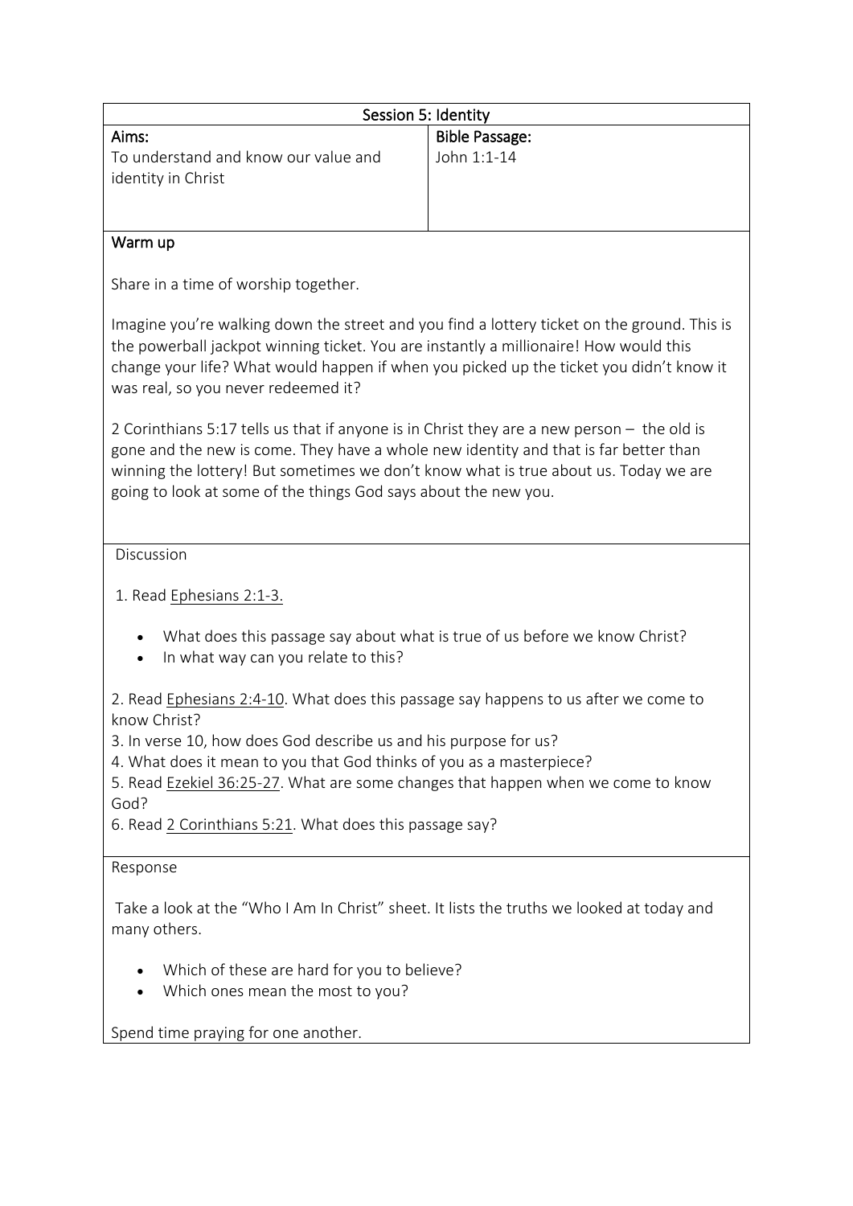## Session 5: Identity

| Aims: | Bible Passage: |
| --- | --- |
| To understand and know our value and identity in Christ | John 1:1-14 |

### Warm up

Share in a time of worship together.

Imagine you're walking down the street and you find a lottery ticket on the ground. This is the powerball jackpot winning ticket. You are instantly a millionaire! How would this change your life? What would happen if when you picked up the ticket you didn't know it was real, so you never redeemed it?

2 Corinthians 5:17 tells us that if anyone is in Christ they are a new person – the old is gone and the new is come. They have a whole new identity and that is far better than winning the lottery! But sometimes we don't know what is true about us. Today we are going to look at some of the things God says about the new you.

### Discussion

1. Read Ephesians 2:1-3.

- What does this passage say about what is true of us before we know Christ?
- In what way can you relate to this?

2. Read Ephesians 2:4-10. What does this passage say happens to us after we come to know Christ?
3. In verse 10, how does God describe us and his purpose for us?
4. What does it mean to you that God thinks of you as a masterpiece?
5. Read Ezekiel 36:25-27. What are some changes that happen when we come to know God?
6. Read 2 Corinthians 5:21. What does this passage say?

### Response

Take a look at the "Who I Am In Christ" sheet. It lists the truths we looked at today and many others.

- Which of these are hard for you to believe?
- Which ones mean the most to you?

Spend time praying for one another.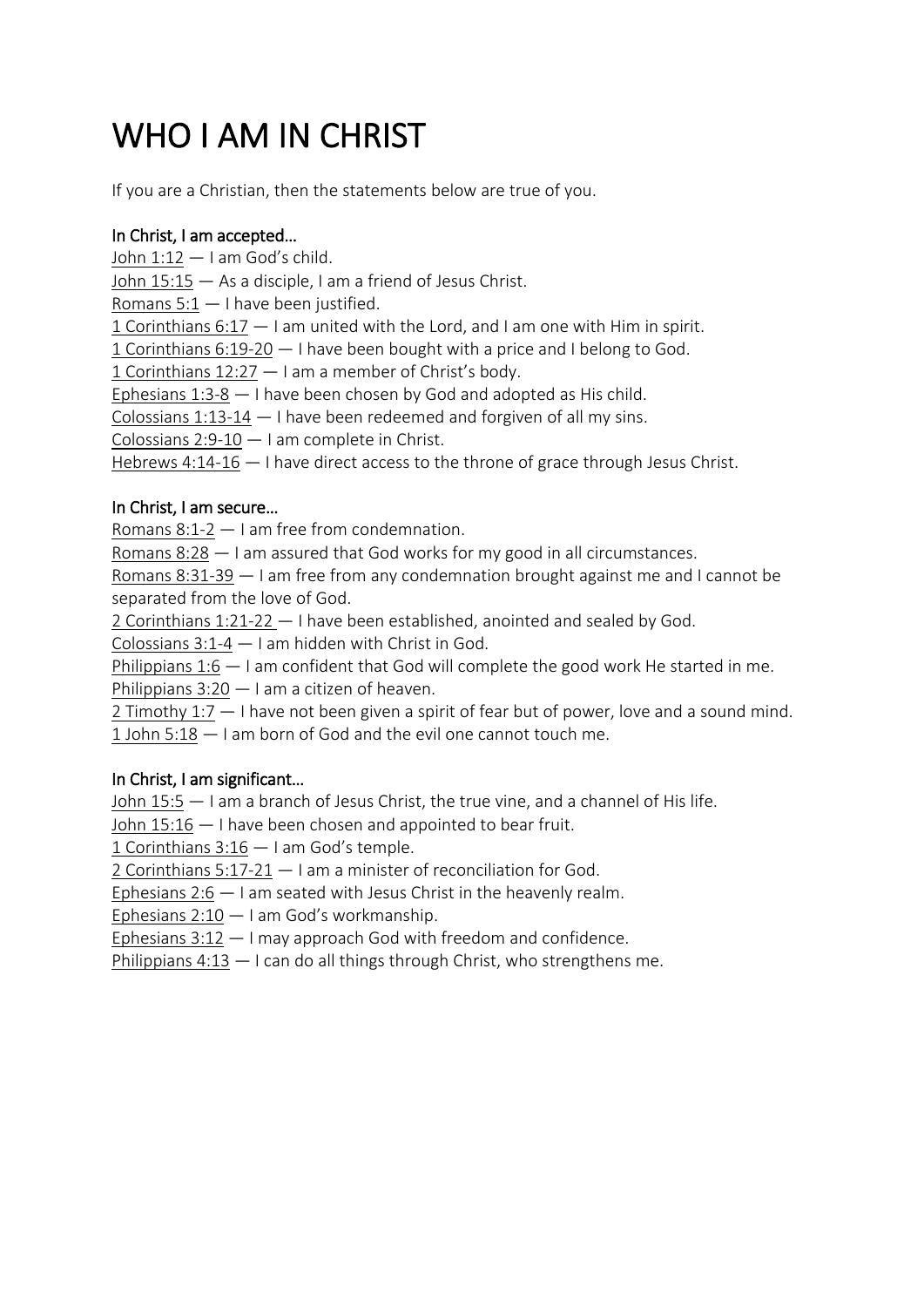# WHO I AM IN CHRIST

If you are a Christian, then the statements below are true of you.

### In Christ, I am accepted…

John 1:12 — I am God's child.
John 15:15 — As a disciple, I am a friend of Jesus Christ.
Romans 5:1 — I have been justified.
1 Corinthians 6:17 — I am united with the Lord, and I am one with Him in spirit.
1 Corinthians 6:19-20 — I have been bought with a price and I belong to God.
1 Corinthians 12:27 — I am a member of Christ's body.
Ephesians 1:3-8 — I have been chosen by God and adopted as His child.
Colossians 1:13-14 — I have been redeemed and forgiven of all my sins.
Colossians 2:9-10 — I am complete in Christ.
Hebrews 4:14-16 — I have direct access to the throne of grace through Jesus Christ.

### In Christ, I am secure…

Romans 8:1-2 — I am free from condemnation.
Romans 8:28 — I am assured that God works for my good in all circumstances.
Romans 8:31-39 — I am free from any condemnation brought against me and I cannot be separated from the love of God.
2 Corinthians 1:21-22 — I have been established, anointed and sealed by God.
Colossians 3:1-4 — I am hidden with Christ in God.
Philippians 1:6 — I am confident that God will complete the good work He started in me.
Philippians 3:20 — I am a citizen of heaven.
2 Timothy 1:7 — I have not been given a spirit of fear but of power, love and a sound mind.
1 John 5:18 — I am born of God and the evil one cannot touch me.

### In Christ, I am significant…

John 15:5 — I am a branch of Jesus Christ, the true vine, and a channel of His life.
John 15:16 — I have been chosen and appointed to bear fruit.
1 Corinthians 3:16 — I am God's temple.
2 Corinthians 5:17-21 — I am a minister of reconciliation for God.
Ephesians 2:6 — I am seated with Jesus Christ in the heavenly realm.
Ephesians 2:10 — I am God's workmanship.
Ephesians 3:12 — I may approach God with freedom and confidence.
Philippians 4:13 — I can do all things through Christ, who strengthens me.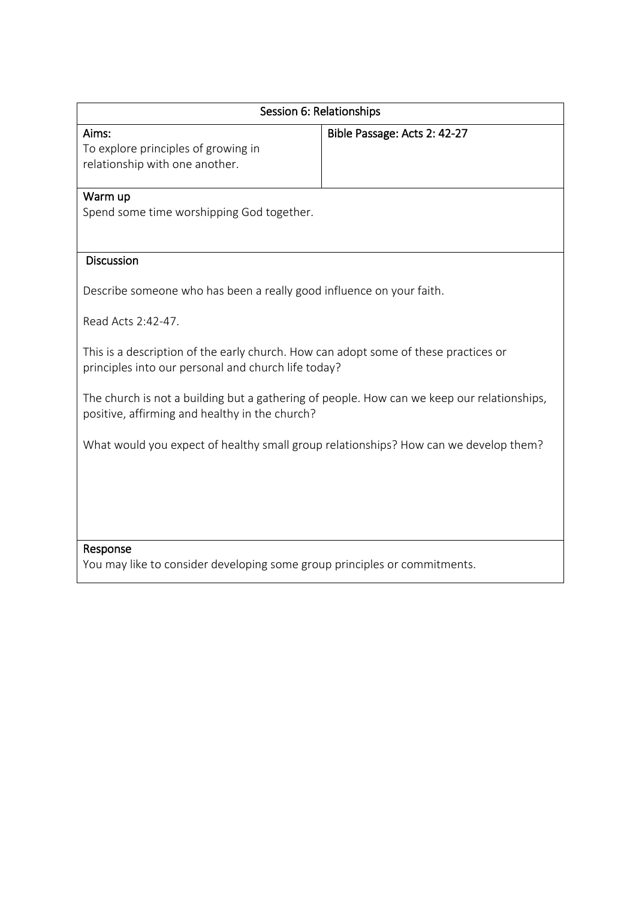| Session 6: Relationships | |
|---|---|
| Aims:<br>To explore principles of growing in relationship with one another. | Bible Passage: Acts 2: 42-27 |
| Warm up<br>Spend some time worshipping God together. | |
| Discussion<br><br>Describe someone who has been a really good influence on your faith.<br><br>Read Acts 2:42-47.<br><br>This is a description of the early church. How can adopt some of these practices or principles into our personal and church life today?<br><br>The church is not a building but a gathering of people. How can we keep our relationships, positive, affirming and healthy in the church?<br><br>What would you expect of healthy small group relationships? How can we develop them? | |
| Response<br>You may like to consider developing some group principles or commitments. | |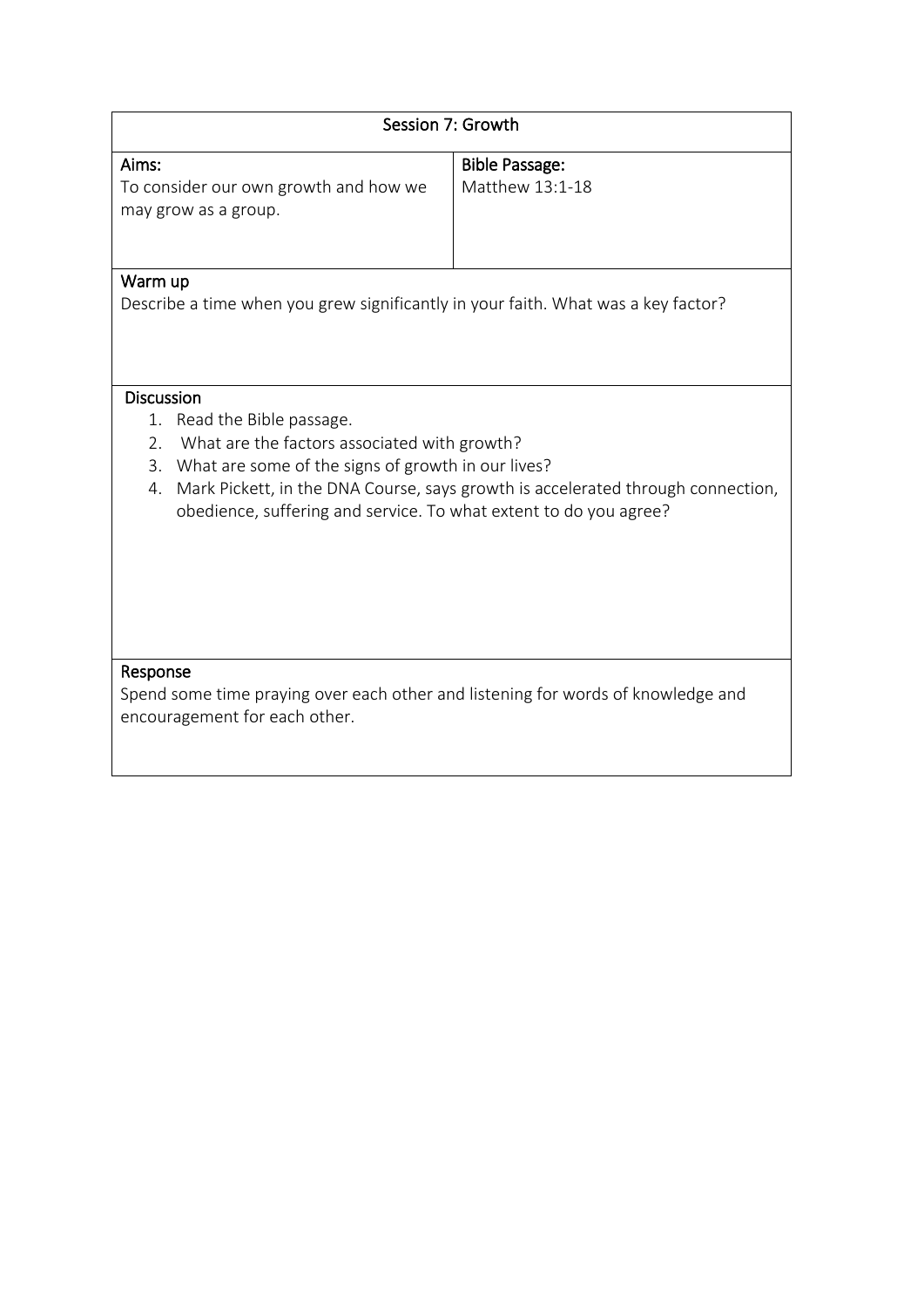## Session 7: Growth

**Aims:**
To consider our own growth and how we may grow as a group.

**Bible Passage:**
Matthew 13:1-18

### Warm up

Describe a time when you grew significantly in your faith. What was a key factor?

### Discussion

1. Read the Bible passage.
2. What are the factors associated with growth?
3. What are some of the signs of growth in our lives?
4. Mark Pickett, in the DNA Course, says growth is accelerated through connection, obedience, suffering and service. To what extent to do you agree?

### Response

Spend some time praying over each other and listening for words of knowledge and encouragement for each other.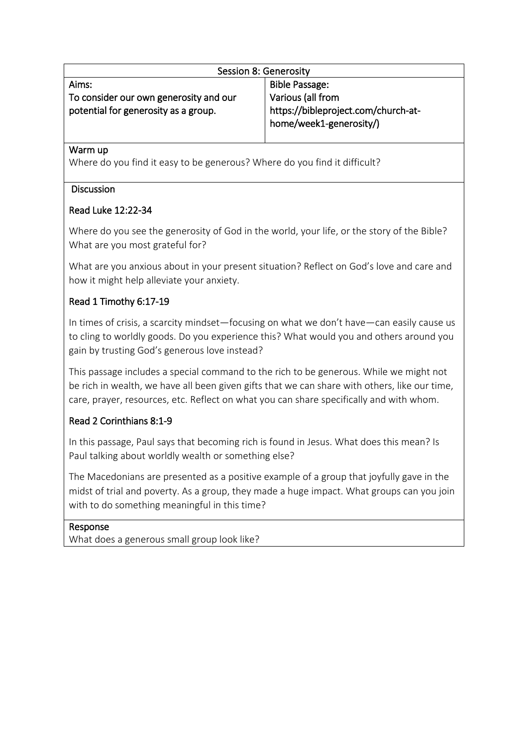## Session 8: Generosity

| Aims: | Bible Passage: |
|---|---|
| To consider our own generosity and our potential for generosity as a group. | Various (all from https://bibleproject.com/church-at-home/week1-generosity/) |

### Warm up

Where do you find it easy to be generous? Where do you find it difficult?

### Discussion

#### Read Luke 12:22-34

Where do you see the generosity of God in the world, your life, or the story of the Bible? What are you most grateful for?

What are you anxious about in your present situation? Reflect on God's love and care and how it might help alleviate your anxiety.

#### Read 1 Timothy 6:17-19

In times of crisis, a scarcity mindset—focusing on what we don't have—can easily cause us to cling to worldly goods. Do you experience this? What would you and others around you gain by trusting God's generous love instead?

This passage includes a special command to the rich to be generous. While we might not be rich in wealth, we have all been given gifts that we can share with others, like our time, care, prayer, resources, etc. Reflect on what you can share specifically and with whom.

#### Read 2 Corinthians 8:1-9

In this passage, Paul says that becoming rich is found in Jesus. What does this mean? Is Paul talking about worldly wealth or something else?

The Macedonians are presented as a positive example of a group that joyfully gave in the midst of trial and poverty. As a group, they made a huge impact. What groups can you join with to do something meaningful in this time?

### Response

What does a generous small group look like?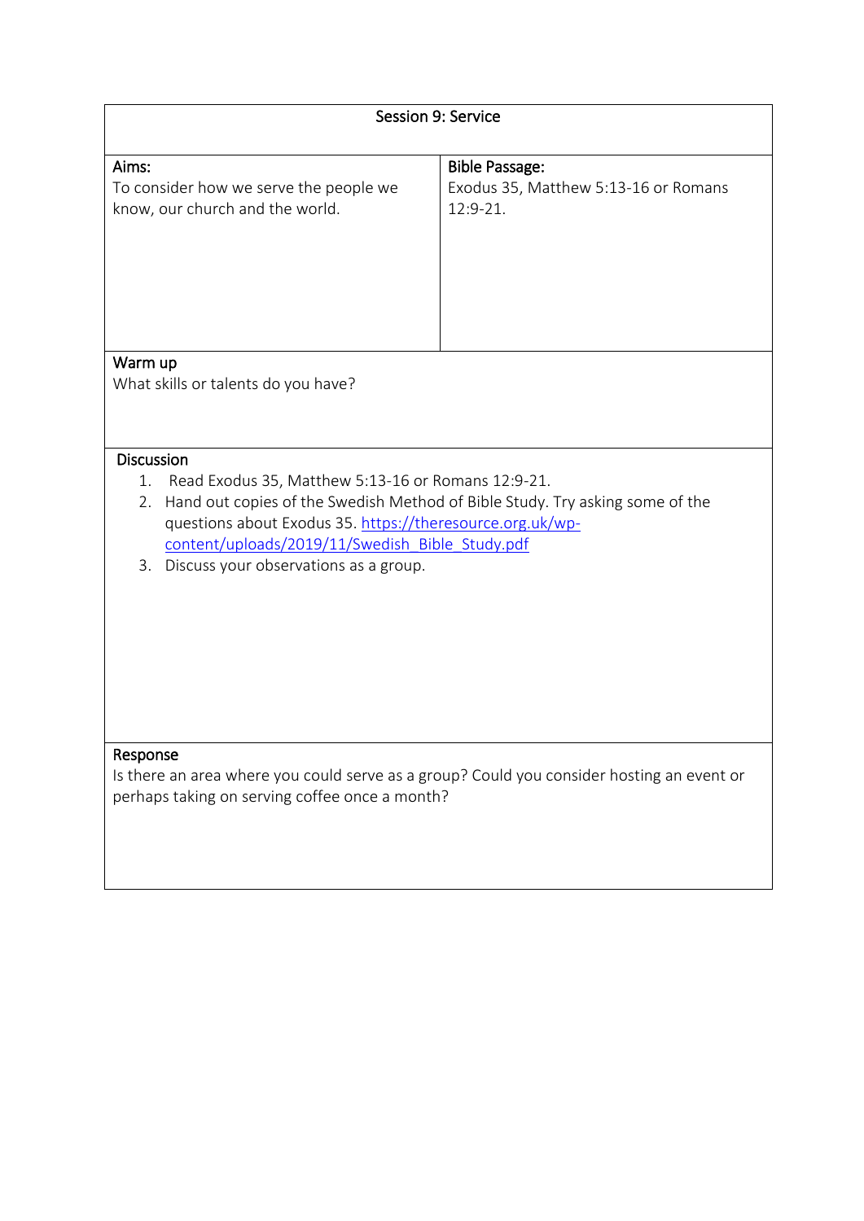## Session 9: Service

| Aims: | Bible Passage: |
| --- | --- |
| To consider how we serve the people we know, our church and the world. | Exodus 35, Matthew 5:13-16 or Romans 12:9-21. |

### Warm up

What skills or talents do you have?

### Discussion

1. Read Exodus 35, Matthew 5:13-16 or Romans 12:9-21.
2. Hand out copies of the Swedish Method of Bible Study. Try asking some of the questions about Exodus 35. https://theresource.org.uk/wp-content/uploads/2019/11/Swedish_Bible_Study.pdf
3. Discuss your observations as a group.

### Response

Is there an area where you could serve as a group? Could you consider hosting an event or perhaps taking on serving coffee once a month?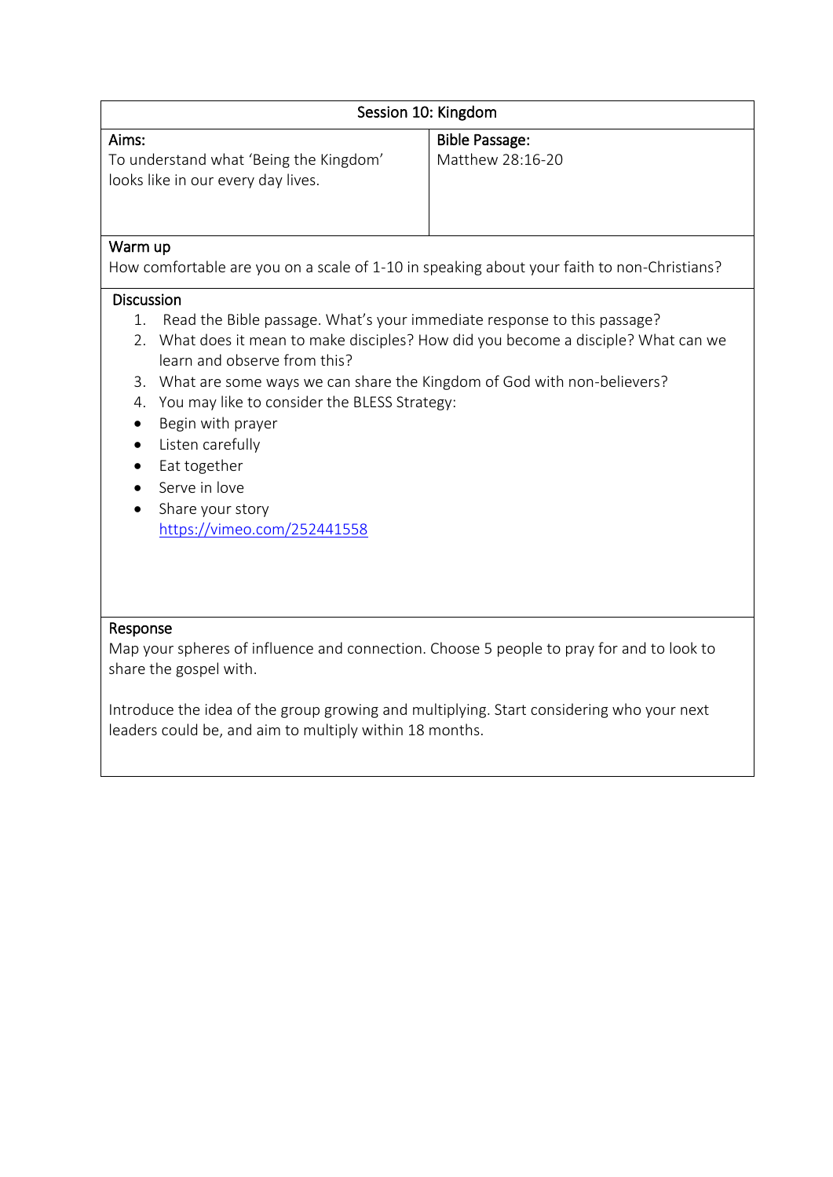## Session 10: Kingdom

| Aims: | Bible Passage: |
| --- | --- |
| To understand what 'Being the Kingdom' looks like in our every day lives. | Matthew 28:16-20 |

**Warm up**

How comfortable are you on a scale of 1-10 in speaking about your faith to non-Christians?

**Discussion**

1. Read the Bible passage. What's your immediate response to this passage?
2. What does it mean to make disciples? How did you become a disciple? What can we learn and observe from this?
3. What are some ways we can share the Kingdom of God with non-believers?
4. You may like to consider the BLESS Strategy:

- Begin with prayer
- Listen carefully
- Eat together
- Serve in love
- Share your story
  https://vimeo.com/252441558

**Response**

Map your spheres of influence and connection. Choose 5 people to pray for and to look to share the gospel with.

Introduce the idea of the group growing and multiplying. Start considering who your next leaders could be, and aim to multiply within 18 months.